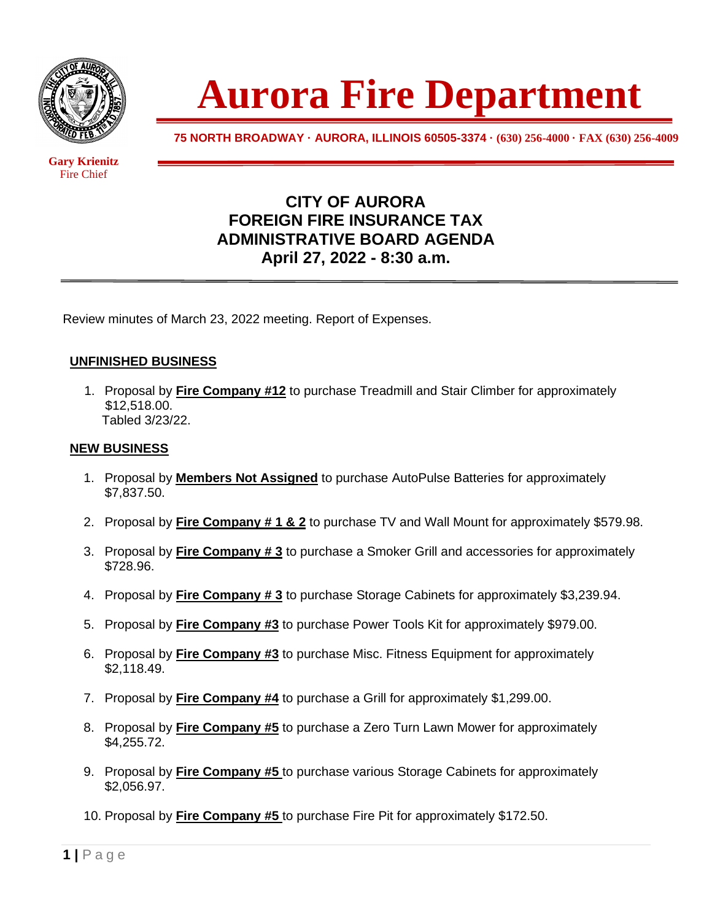# Aurora Fire Department

**75 NORTH BROADWAY · AURORA, ILLINOIS 60505-3374 · (630) 256-4000 · FAX (630) 256-4009**

**Gary Krienitz**
Fire Chief

## CITY OF AURORA
## FOREIGN FIRE INSURANCE TAX
## ADMINISTRATIVE BOARD AGENDA
## April 27, 2022 - 8:30 a.m.

Review minutes of March 23, 2022 meeting. Report of Expenses.

### UNFINISHED BUSINESS

1. Proposal by **Fire Company #12** to purchase Treadmill and Stair Climber for approximately $12,518.00.
   Tabled 3/23/22.

### NEW BUSINESS

1. Proposal by **Members Not Assigned** to purchase AutoPulse Batteries for approximately $7,837.50.
2. Proposal by **Fire Company # 1 & 2** to purchase TV and Wall Mount for approximately $579.98.
3. Proposal by **Fire Company # 3** to purchase a Smoker Grill and accessories for approximately $728.96.
4. Proposal by **Fire Company # 3** to purchase Storage Cabinets for approximately $3,239.94.
5. Proposal by **Fire Company #3** to purchase Power Tools Kit for approximately $979.00.
6. Proposal by **Fire Company #3** to purchase Misc. Fitness Equipment for approximately $2,118.49.
7. Proposal by **Fire Company #4** to purchase a Grill for approximately $1,299.00.
8. Proposal by **Fire Company #5** to purchase a Zero Turn Lawn Mower for approximately $4,255.72.
9. Proposal by **Fire Company #5** to purchase various Storage Cabinets for approximately $2,056.97.
10. Proposal by **Fire Company #5** to purchase Fire Pit for approximately $172.50.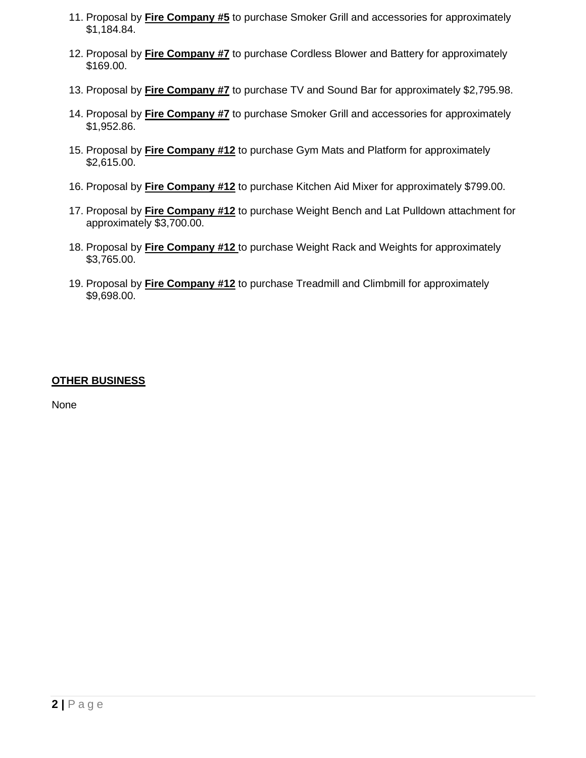11. Proposal by **Fire Company #5** to purchase Smoker Grill and accessories for approximately $1,184.84.

12. Proposal by **Fire Company #7** to purchase Cordless Blower and Battery for approximately $169.00.

13. Proposal by **Fire Company #7** to purchase TV and Sound Bar for approximately $2,795.98.

14. Proposal by **Fire Company #7** to purchase Smoker Grill and accessories for approximately $1,952.86.

15. Proposal by **Fire Company #12** to purchase Gym Mats and Platform for approximately $2,615.00.

16. Proposal by **Fire Company #12** to purchase Kitchen Aid Mixer for approximately $799.00.

17. Proposal by **Fire Company #12** to purchase Weight Bench and Lat Pulldown attachment for approximately $3,700.00.

18. Proposal by **Fire Company #12** to purchase Weight Rack and Weights for approximately $3,765.00.

19. Proposal by **Fire Company #12** to purchase Treadmill and Climbmill for approximately $9,698.00.

**OTHER BUSINESS**

None